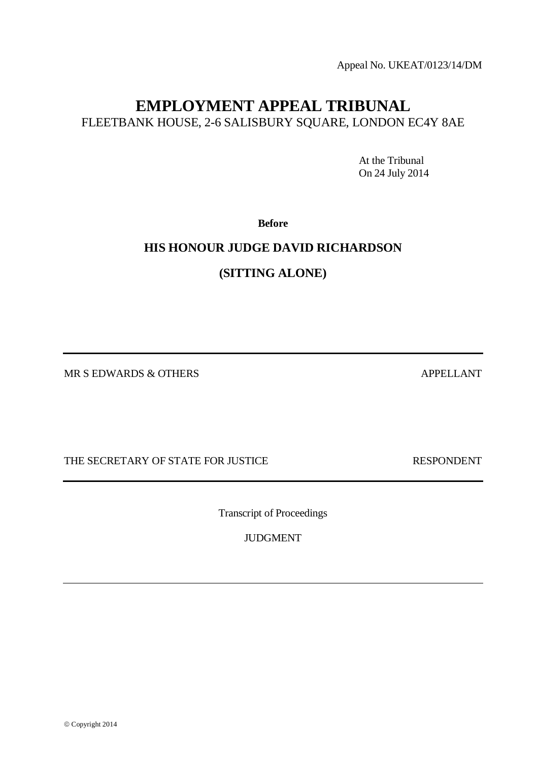Appeal No. UKEAT/0123/14/DM

# EMPLOYMENT APPEAL TRIBUNAL

FLEETBANK HOUSE, 2-6 SALISBURY SQUARE, LONDON EC4Y 8AE

At the Tribunal
On 24 July 2014

**Before**

**HIS HONOUR JUDGE DAVID RICHARDSON**

**(SITTING ALONE)**

---

MR S EDWARDS & OTHERS APPELLANT

THE SECRETARY OF STATE FOR JUSTICE RESPONDENT

---

Transcript of Proceedings

JUDGMENT

---

© Copyright 2014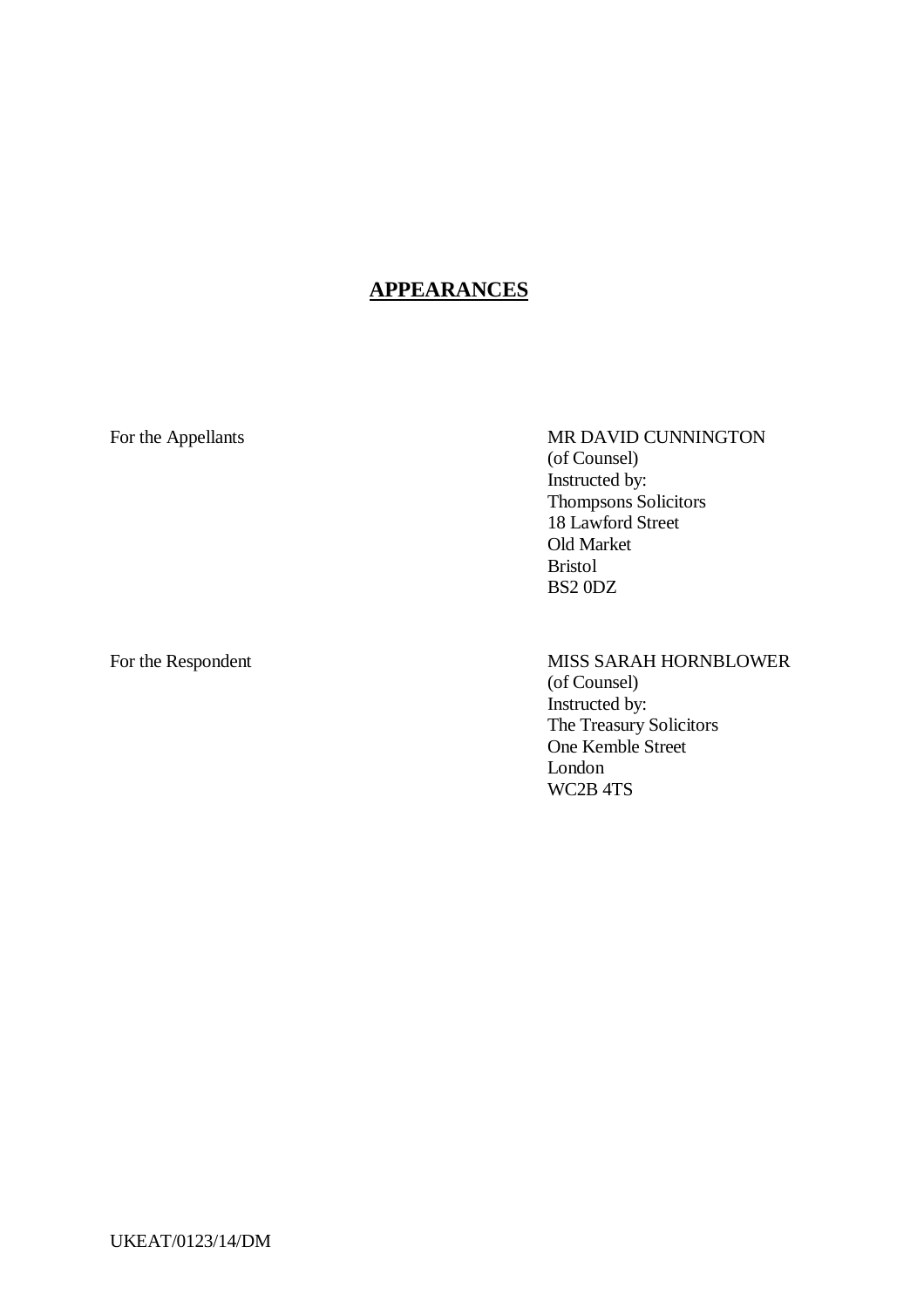## APPEARANCES

| | |
|---|---|
| For the Appellants | MR DAVID CUNNINGTON<br>(of Counsel)<br>Instructed by:<br>Thompsons Solicitors<br>18 Lawford Street<br>Old Market<br>Bristol<br>BS2 0DZ |
| For the Respondent | MISS SARAH HORNBLOWER<br>(of Counsel)<br>Instructed by:<br>The Treasury Solicitors<br>One Kemble Street<br>London<br>WC2B 4TS |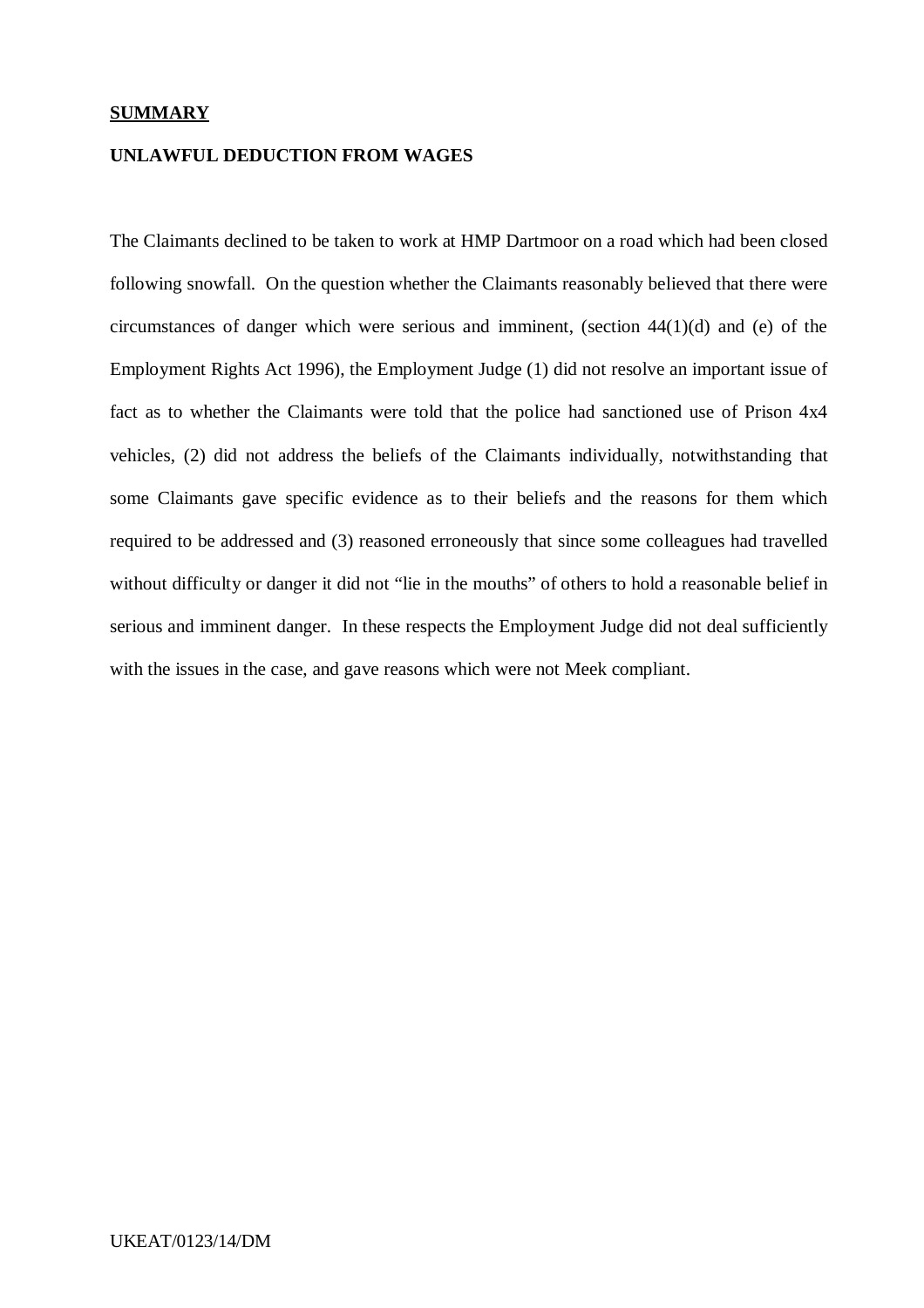**SUMMARY**

**UNLAWFUL DEDUCTION FROM WAGES**

The Claimants declined to be taken to work at HMP Dartmoor on a road which had been closed following snowfall. On the question whether the Claimants reasonably believed that there were circumstances of danger which were serious and imminent, (section 44(1)(d) and (e) of the Employment Rights Act 1996), the Employment Judge (1) did not resolve an important issue of fact as to whether the Claimants were told that the police had sanctioned use of Prison 4x4 vehicles, (2) did not address the beliefs of the Claimants individually, notwithstanding that some Claimants gave specific evidence as to their beliefs and the reasons for them which required to be addressed and (3) reasoned erroneously that since some colleagues had travelled without difficulty or danger it did not "lie in the mouths" of others to hold a reasonable belief in serious and imminent danger. In these respects the Employment Judge did not deal sufficiently with the issues in the case, and gave reasons which were not Meek compliant.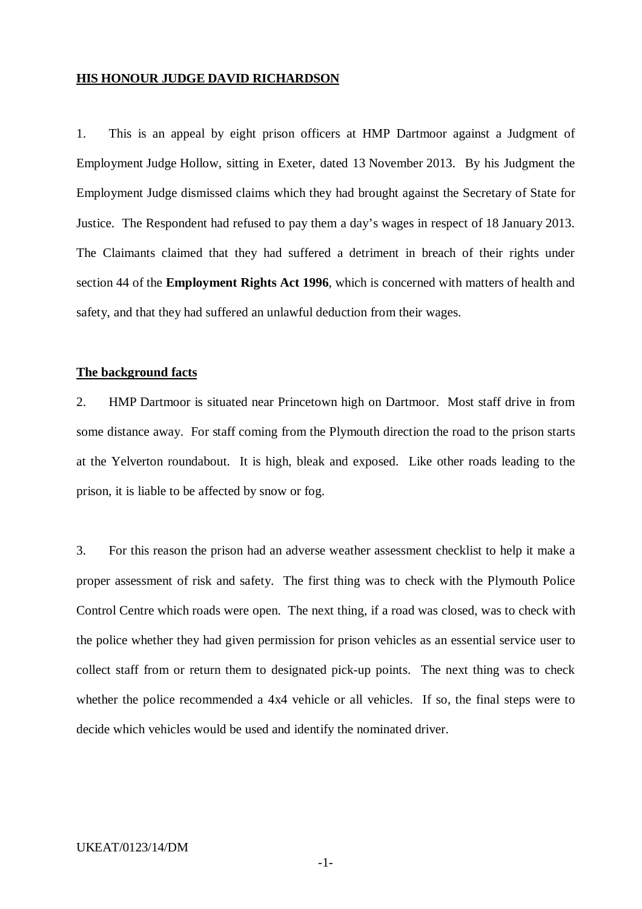**HIS HONOUR JUDGE DAVID RICHARDSON**

1. This is an appeal by eight prison officers at HMP Dartmoor against a Judgment of Employment Judge Hollow, sitting in Exeter, dated 13 November 2013. By his Judgment the Employment Judge dismissed claims which they had brought against the Secretary of State for Justice. The Respondent had refused to pay them a day's wages in respect of 18 January 2013. The Claimants claimed that they had suffered a detriment in breach of their rights under section 44 of the **Employment Rights Act 1996**, which is concerned with matters of health and safety, and that they had suffered an unlawful deduction from their wages.

**The background facts**

2. HMP Dartmoor is situated near Princetown high on Dartmoor. Most staff drive in from some distance away. For staff coming from the Plymouth direction the road to the prison starts at the Yelverton roundabout. It is high, bleak and exposed. Like other roads leading to the prison, it is liable to be affected by snow or fog.

3. For this reason the prison had an adverse weather assessment checklist to help it make a proper assessment of risk and safety. The first thing was to check with the Plymouth Police Control Centre which roads were open. The next thing, if a road was closed, was to check with the police whether they had given permission for prison vehicles as an essential service user to collect staff from or return them to designated pick-up points. The next thing was to check whether the police recommended a 4x4 vehicle or all vehicles. If so, the final steps were to decide which vehicles would be used and identify the nominated driver.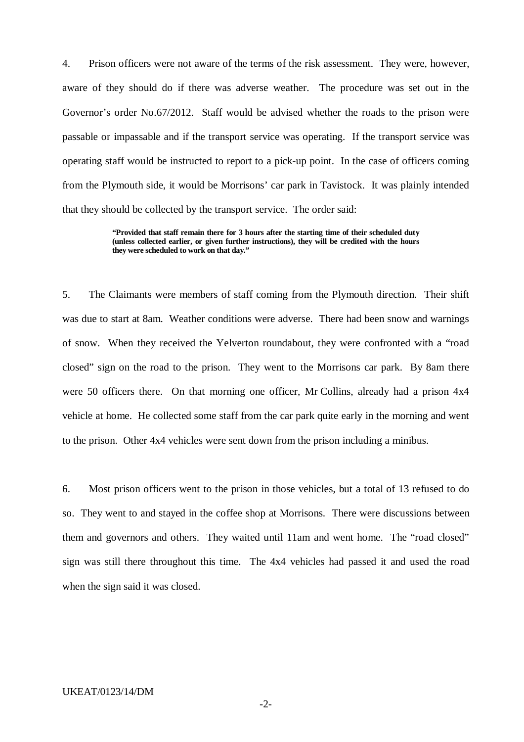4. Prison officers were not aware of the terms of the risk assessment. They were, however, aware of they should do if there was adverse weather. The procedure was set out in the Governor's order No.67/2012. Staff would be advised whether the roads to the prison were passable or impassable and if the transport service was operating. If the transport service was operating staff would be instructed to report to a pick-up point. In the case of officers coming from the Plymouth side, it would be Morrisons' car park in Tavistock. It was plainly intended that they should be collected by the transport service. The order said:

> **"Provided that staff remain there for 3 hours after the starting time of their scheduled duty (unless collected earlier, or given further instructions), they will be credited with the hours they were scheduled to work on that day."**

5. The Claimants were members of staff coming from the Plymouth direction. Their shift was due to start at 8am. Weather conditions were adverse. There had been snow and warnings of snow. When they received the Yelverton roundabout, they were confronted with a "road closed" sign on the road to the prison. They went to the Morrisons car park. By 8am there were 50 officers there. On that morning one officer, Mr Collins, already had a prison 4x4 vehicle at home. He collected some staff from the car park quite early in the morning and went to the prison. Other 4x4 vehicles were sent down from the prison including a minibus.

6. Most prison officers went to the prison in those vehicles, but a total of 13 refused to do so. They went to and stayed in the coffee shop at Morrisons. There were discussions between them and governors and others. They waited until 11am and went home. The "road closed" sign was still there throughout this time. The 4x4 vehicles had passed it and used the road when the sign said it was closed.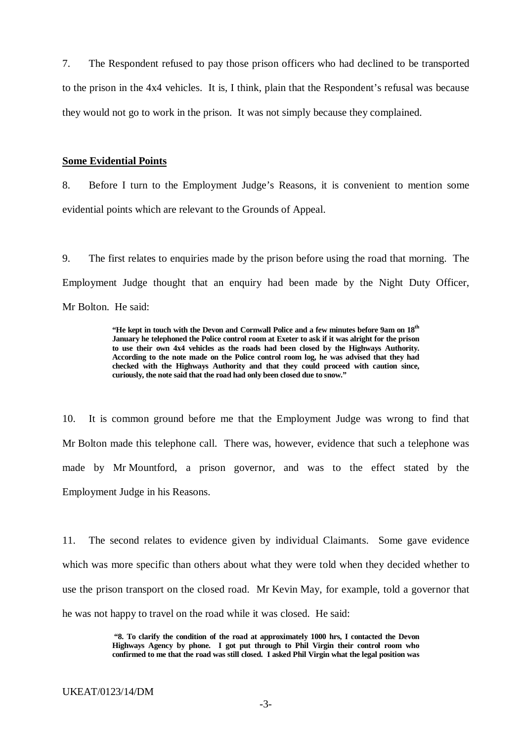7. The Respondent refused to pay those prison officers who had declined to be transported to the prison in the 4x4 vehicles. It is, I think, plain that the Respondent's refusal was because they would not go to work in the prison. It was not simply because they complained.

**Some Evidential Points**

8. Before I turn to the Employment Judge's Reasons, it is convenient to mention some evidential points which are relevant to the Grounds of Appeal.

9. The first relates to enquiries made by the prison before using the road that morning. The Employment Judge thought that an enquiry had been made by the Night Duty Officer, Mr Bolton. He said:

> **"He kept in touch with the Devon and Cornwall Police and a few minutes before 9am on 18th January he telephoned the Police control room at Exeter to ask if it was alright for the prison to use their own 4x4 vehicles as the roads had been closed by the Highways Authority. According to the note made on the Police control room log, he was advised that they had checked with the Highways Authority and that they could proceed with caution since, curiously, the note said that the road had only been closed due to snow."**

10. It is common ground before me that the Employment Judge was wrong to find that Mr Bolton made this telephone call. There was, however, evidence that such a telephone was made by Mr Mountford, a prison governor, and was to the effect stated by the Employment Judge in his Reasons.

11. The second relates to evidence given by individual Claimants. Some gave evidence which was more specific than others about what they were told when they decided whether to use the prison transport on the closed road. Mr Kevin May, for example, told a governor that he was not happy to travel on the road while it was closed. He said:

> **"8. To clarify the condition of the road at approximately 1000 hrs, I contacted the Devon Highways Agency by phone. I got put through to Phil Virgin their control room who confirmed to me that the road was still closed. I asked Phil Virgin what the legal position was**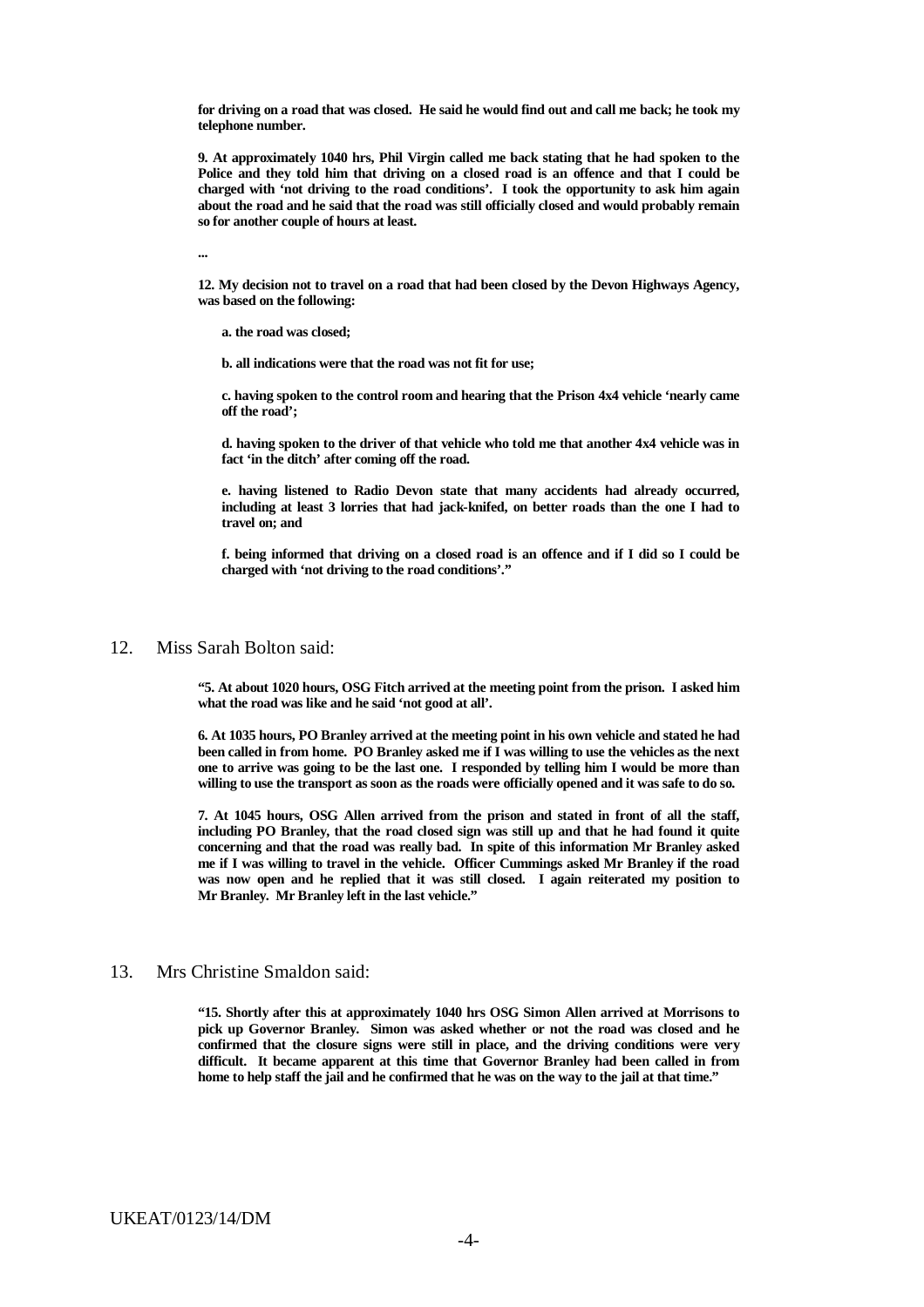**for driving on a road that was closed. He said he would find out and call me back; he took my telephone number.**

**9. At approximately 1040 hrs, Phil Virgin called me back stating that he had spoken to the Police and they told him that driving on a closed road is an offence and that I could be charged with 'not driving to the road conditions'. I took the opportunity to ask him again about the road and he said that the road was still officially closed and would probably remain so for another couple of hours at least.**

**...**

**12. My decision not to travel on a road that had been closed by the Devon Highways Agency, was based on the following:**

> **a. the road was closed;**
>
> **b. all indications were that the road was not fit for use;**
>
> **c. having spoken to the control room and hearing that the Prison 4x4 vehicle 'nearly came off the road';**
>
> **d. having spoken to the driver of that vehicle who told me that another 4x4 vehicle was in fact 'in the ditch' after coming off the road.**
>
> **e. having listened to Radio Devon state that many accidents had already occurred, including at least 3 lorries that had jack-knifed, on better roads than the one I had to travel on; and**
>
> **f. being informed that driving on a closed road is an offence and if I did so I could be charged with 'not driving to the road conditions'."**

12. Miss Sarah Bolton said:

> **"5. At about 1020 hours, OSG Fitch arrived at the meeting point from the prison. I asked him what the road was like and he said 'not good at all'.**
>
> **6. At 1035 hours, PO Branley arrived at the meeting point in his own vehicle and stated he had been called in from home. PO Branley asked me if I was willing to use the vehicles as the next one to arrive was going to be the last one. I responded by telling him I would be more than willing to use the transport as soon as the roads were officially opened and it was safe to do so.**
>
> **7. At 1045 hours, OSG Allen arrived from the prison and stated in front of all the staff, including PO Branley, that the road closed sign was still up and that he had found it quite concerning and that the road was really bad. In spite of this information Mr Branley asked me if I was willing to travel in the vehicle. Officer Cummings asked Mr Branley if the road was now open and he replied that it was still closed. I again reiterated my position to Mr Branley. Mr Branley left in the last vehicle."**

13. Mrs Christine Smaldon said:

> **"15. Shortly after this at approximately 1040 hrs OSG Simon Allen arrived at Morrisons to pick up Governor Branley. Simon was asked whether or not the road was closed and he confirmed that the closure signs were still in place, and the driving conditions were very difficult. It became apparent at this time that Governor Branley had been called in from home to help staff the jail and he confirmed that he was on the way to the jail at that time."**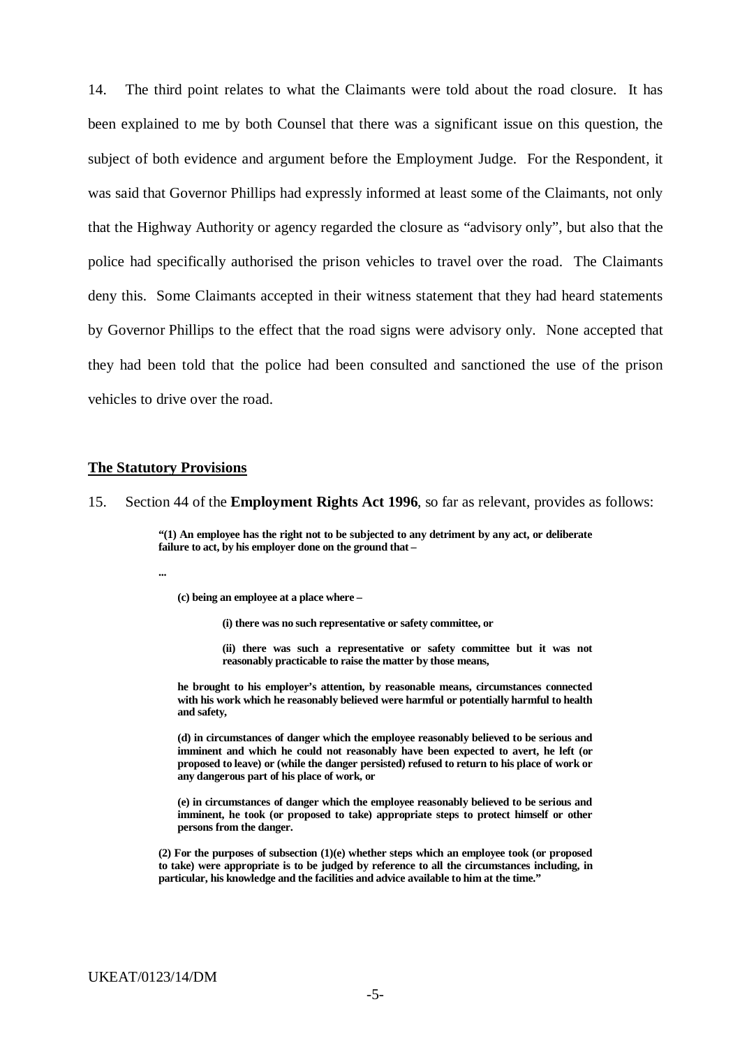14. The third point relates to what the Claimants were told about the road closure. It has been explained to me by both Counsel that there was a significant issue on this question, the subject of both evidence and argument before the Employment Judge. For the Respondent, it was said that Governor Phillips had expressly informed at least some of the Claimants, not only that the Highway Authority or agency regarded the closure as "advisory only", but also that the police had specifically authorised the prison vehicles to travel over the road. The Claimants deny this. Some Claimants accepted in their witness statement that they had heard statements by Governor Phillips to the effect that the road signs were advisory only. None accepted that they had been told that the police had been consulted and sanctioned the use of the prison vehicles to drive over the road.

## The Statutory Provisions

15. Section 44 of the **Employment Rights Act 1996**, so far as relevant, provides as follows:

> **"(1) An employee has the right not to be subjected to any detriment by any act, or deliberate failure to act, by his employer done on the ground that –**
>
> **...**
>
> **(c) being an employee at a place where –**
>
> **(i) there was no such representative or safety committee, or**
>
> **(ii) there was such a representative or safety committee but it was not reasonably practicable to raise the matter by those means,**
>
> **he brought to his employer's attention, by reasonable means, circumstances connected with his work which he reasonably believed were harmful or potentially harmful to health and safety,**
>
> **(d) in circumstances of danger which the employee reasonably believed to be serious and imminent and which he could not reasonably have been expected to avert, he left (or proposed to leave) or (while the danger persisted) refused to return to his place of work or any dangerous part of his place of work, or**
>
> **(e) in circumstances of danger which the employee reasonably believed to be serious and imminent, he took (or proposed to take) appropriate steps to protect himself or other persons from the danger.**
>
> **(2) For the purposes of subsection (1)(e) whether steps which an employee took (or proposed to take) were appropriate is to be judged by reference to all the circumstances including, in particular, his knowledge and the facilities and advice available to him at the time."**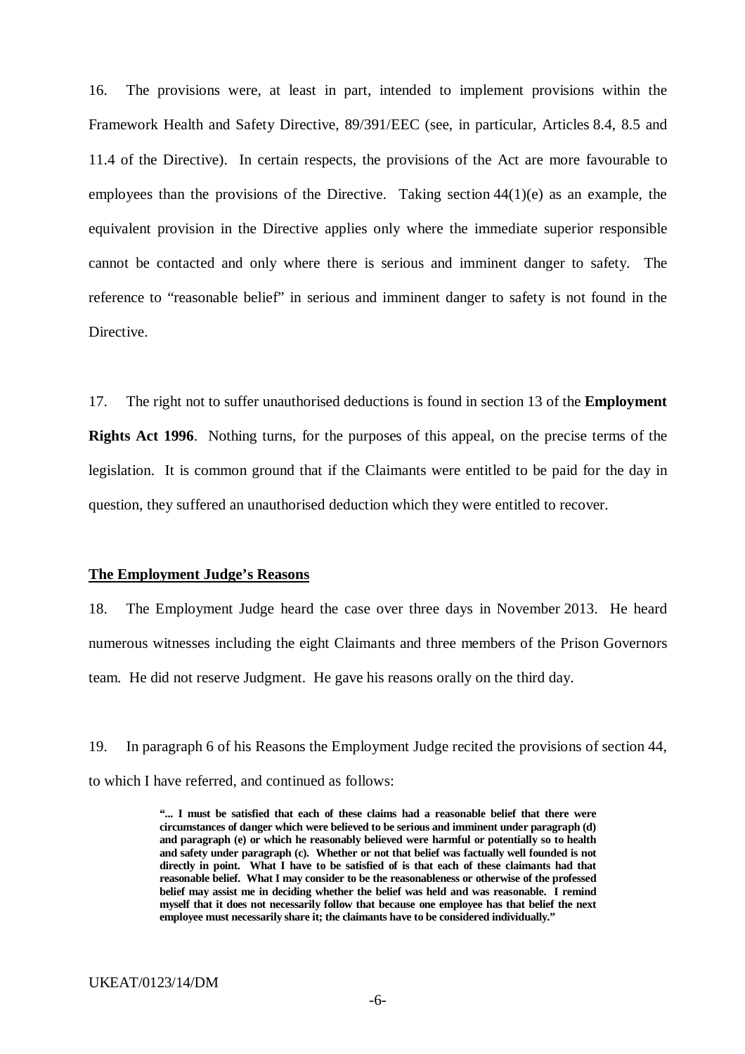16. The provisions were, at least in part, intended to implement provisions within the Framework Health and Safety Directive, 89/391/EEC (see, in particular, Articles 8.4, 8.5 and 11.4 of the Directive). In certain respects, the provisions of the Act are more favourable to employees than the provisions of the Directive. Taking section 44(1)(e) as an example, the equivalent provision in the Directive applies only where the immediate superior responsible cannot be contacted and only where there is serious and imminent danger to safety. The reference to "reasonable belief" in serious and imminent danger to safety is not found in the Directive.

17. The right not to suffer unauthorised deductions is found in section 13 of the **Employment Rights Act 1996**. Nothing turns, for the purposes of this appeal, on the precise terms of the legislation. It is common ground that if the Claimants were entitled to be paid for the day in question, they suffered an unauthorised deduction which they were entitled to recover.

## The Employment Judge's Reasons

18. The Employment Judge heard the case over three days in November 2013. He heard numerous witnesses including the eight Claimants and three members of the Prison Governors team. He did not reserve Judgment. He gave his reasons orally on the third day.

19. In paragraph 6 of his Reasons the Employment Judge recited the provisions of section 44, to which I have referred, and continued as follows:

> **"... I must be satisfied that each of these claims had a reasonable belief that there were circumstances of danger which were believed to be serious and imminent under paragraph (d) and paragraph (e) or which he reasonably believed were harmful or potentially so to health and safety under paragraph (c). Whether or not that belief was factually well founded is not directly in point. What I have to be satisfied of is that each of these claimants had that reasonable belief. What I may consider to be the reasonableness or otherwise of the professed belief may assist me in deciding whether the belief was held and was reasonable. I remind myself that it does not necessarily follow that because one employee has that belief the next employee must necessarily share it; the claimants have to be considered individually."**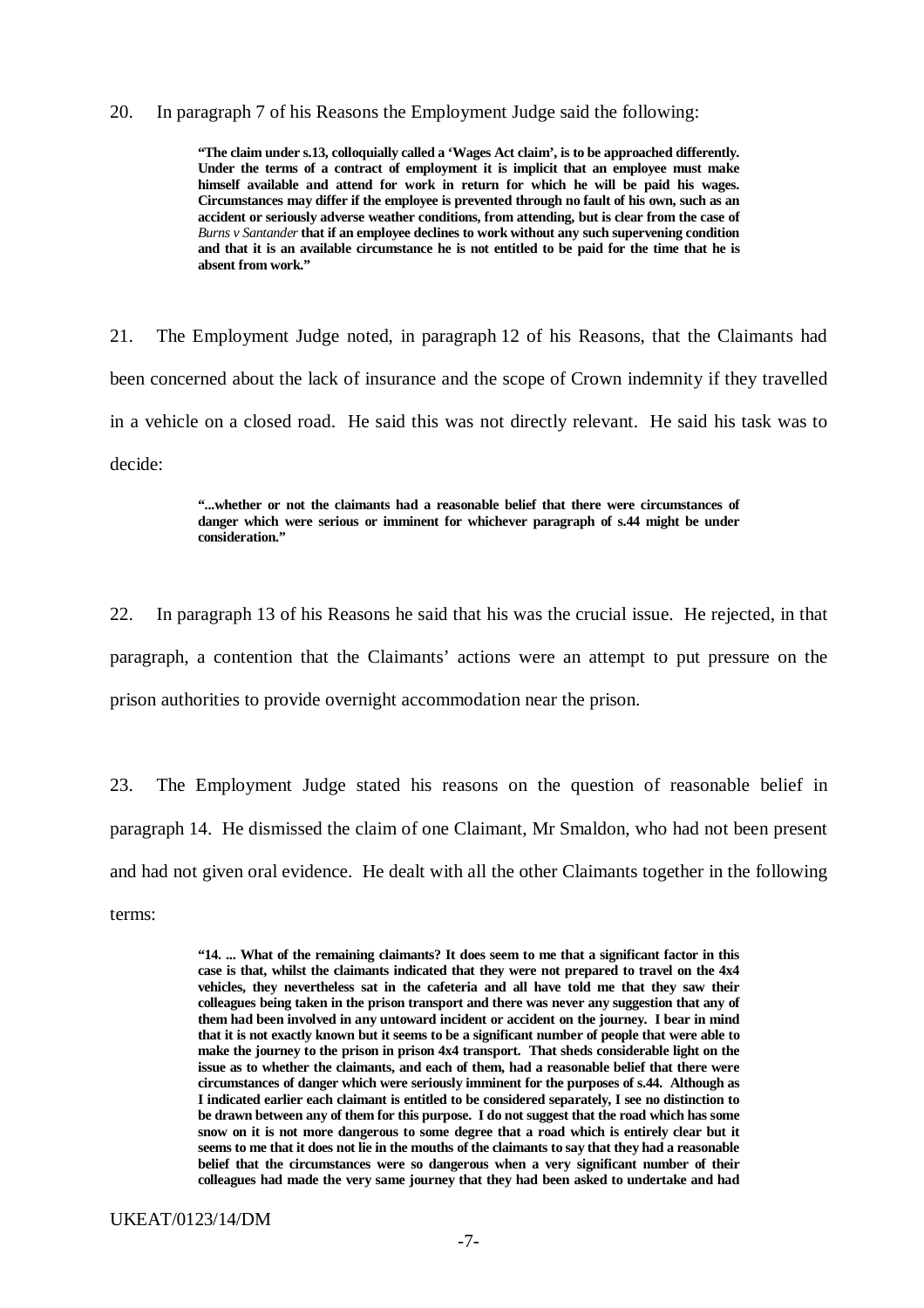20. In paragraph 7 of his Reasons the Employment Judge said the following:

> **"The claim under s.13, colloquially called a 'Wages Act claim', is to be approached differently. Under the terms of a contract of employment it is implicit that an employee must make himself available and attend for work in return for which he will be paid his wages. Circumstances may differ if the employee is prevented through no fault of his own, such as an accident or seriously adverse weather conditions, from attending, but is clear from the case of *Burns v Santander* that if an employee declines to work without any such supervening condition and that it is an available circumstance he is not entitled to be paid for the time that he is absent from work."**

21. The Employment Judge noted, in paragraph 12 of his Reasons, that the Claimants had been concerned about the lack of insurance and the scope of Crown indemnity if they travelled in a vehicle on a closed road. He said this was not directly relevant. He said his task was to decide:

> **"...whether or not the claimants had a reasonable belief that there were circumstances of danger which were serious or imminent for whichever paragraph of s.44 might be under consideration."**

22. In paragraph 13 of his Reasons he said that his was the crucial issue. He rejected, in that paragraph, a contention that the Claimants' actions were an attempt to put pressure on the prison authorities to provide overnight accommodation near the prison.

23. The Employment Judge stated his reasons on the question of reasonable belief in paragraph 14. He dismissed the claim of one Claimant, Mr Smaldon, who had not been present and had not given oral evidence. He dealt with all the other Claimants together in the following terms:

> **"14. ... What of the remaining claimants? It does seem to me that a significant factor in this case is that, whilst the claimants indicated that they were not prepared to travel on the 4x4 vehicles, they nevertheless sat in the cafeteria and all have told me that they saw their colleagues being taken in the prison transport and there was never any suggestion that any of them had been involved in any untoward incident or accident on the journey. I bear in mind that it is not exactly known but it seems to be a significant number of people that were able to make the journey to the prison in prison 4x4 transport. That sheds considerable light on the issue as to whether the claimants, and each of them, had a reasonable belief that there were circumstances of danger which were seriously imminent for the purposes of s.44. Although as I indicated earlier each claimant is entitled to be considered separately, I see no distinction to be drawn between any of them for this purpose. I do not suggest that the road which has some snow on it is not more dangerous to some degree that a road which is entirely clear but it seems to me that it does not lie in the mouths of the claimants to say that they had a reasonable belief that the circumstances were so dangerous when a very significant number of their colleagues had made the very same journey that they had been asked to undertake and had**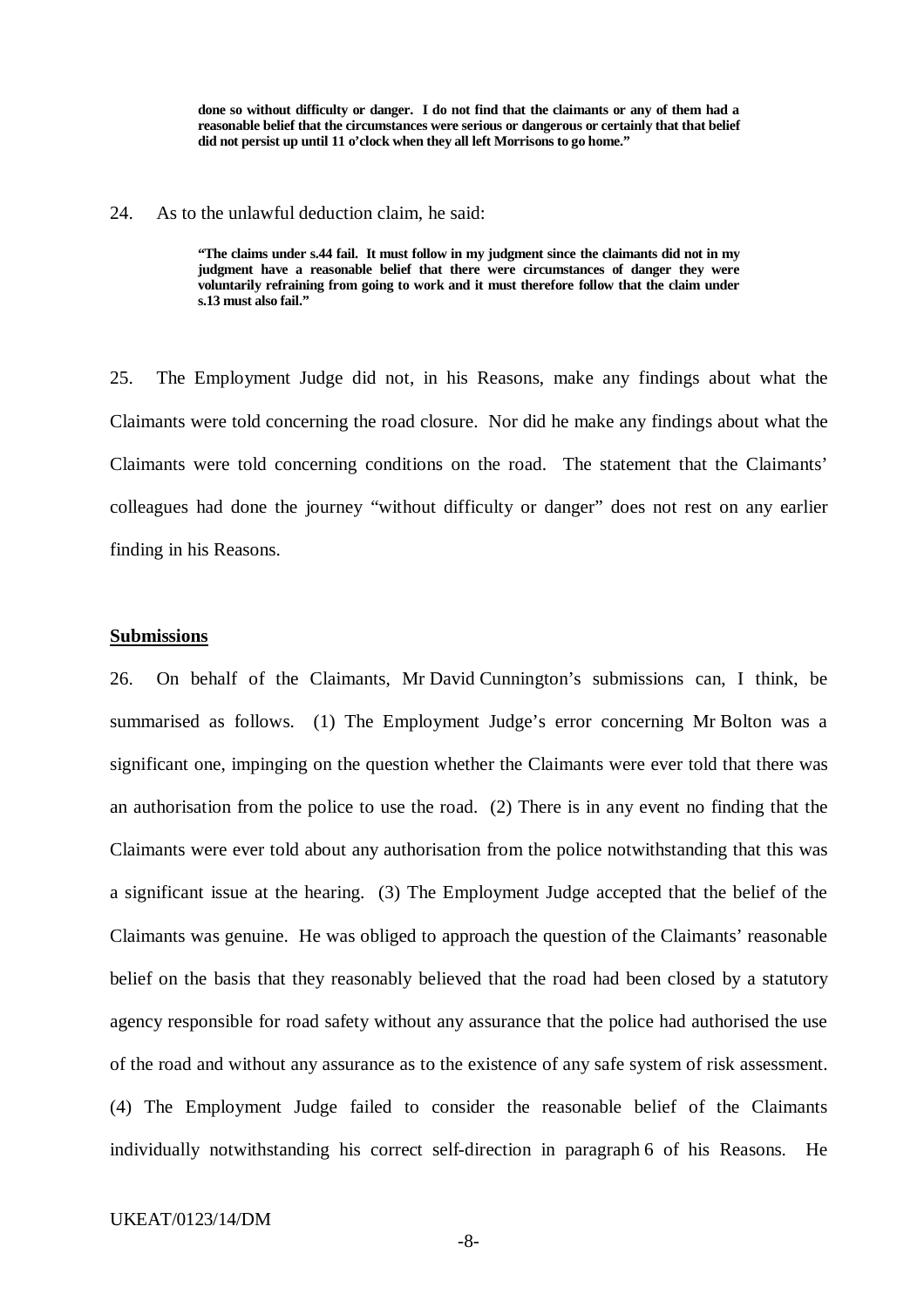> **done so without difficulty or danger. I do not find that the claimants or any of them had a reasonable belief that the circumstances were serious or dangerous or certainly that that belief did not persist up until 11 o'clock when they all left Morrisons to go home."**

24. As to the unlawful deduction claim, he said:

> **"The claims under s.44 fail. It must follow in my judgment since the claimants did not in my judgment have a reasonable belief that there were circumstances of danger they were voluntarily refraining from going to work and it must therefore follow that the claim under s.13 must also fail."**

25. The Employment Judge did not, in his Reasons, make any findings about what the Claimants were told concerning the road closure. Nor did he make any findings about what the Claimants were told concerning conditions on the road. The statement that the Claimants' colleagues had done the journey "without difficulty or danger" does not rest on any earlier finding in his Reasons.

**Submissions**

26. On behalf of the Claimants, Mr David Cunnington's submissions can, I think, be summarised as follows. (1) The Employment Judge's error concerning Mr Bolton was a significant one, impinging on the question whether the Claimants were ever told that there was an authorisation from the police to use the road. (2) There is in any event no finding that the Claimants were ever told about any authorisation from the police notwithstanding that this was a significant issue at the hearing. (3) The Employment Judge accepted that the belief of the Claimants was genuine. He was obliged to approach the question of the Claimants' reasonable belief on the basis that they reasonably believed that the road had been closed by a statutory agency responsible for road safety without any assurance that the police had authorised the use of the road and without any assurance as to the existence of any safe system of risk assessment. (4) The Employment Judge failed to consider the reasonable belief of the Claimants individually notwithstanding his correct self-direction in paragraph 6 of his Reasons. He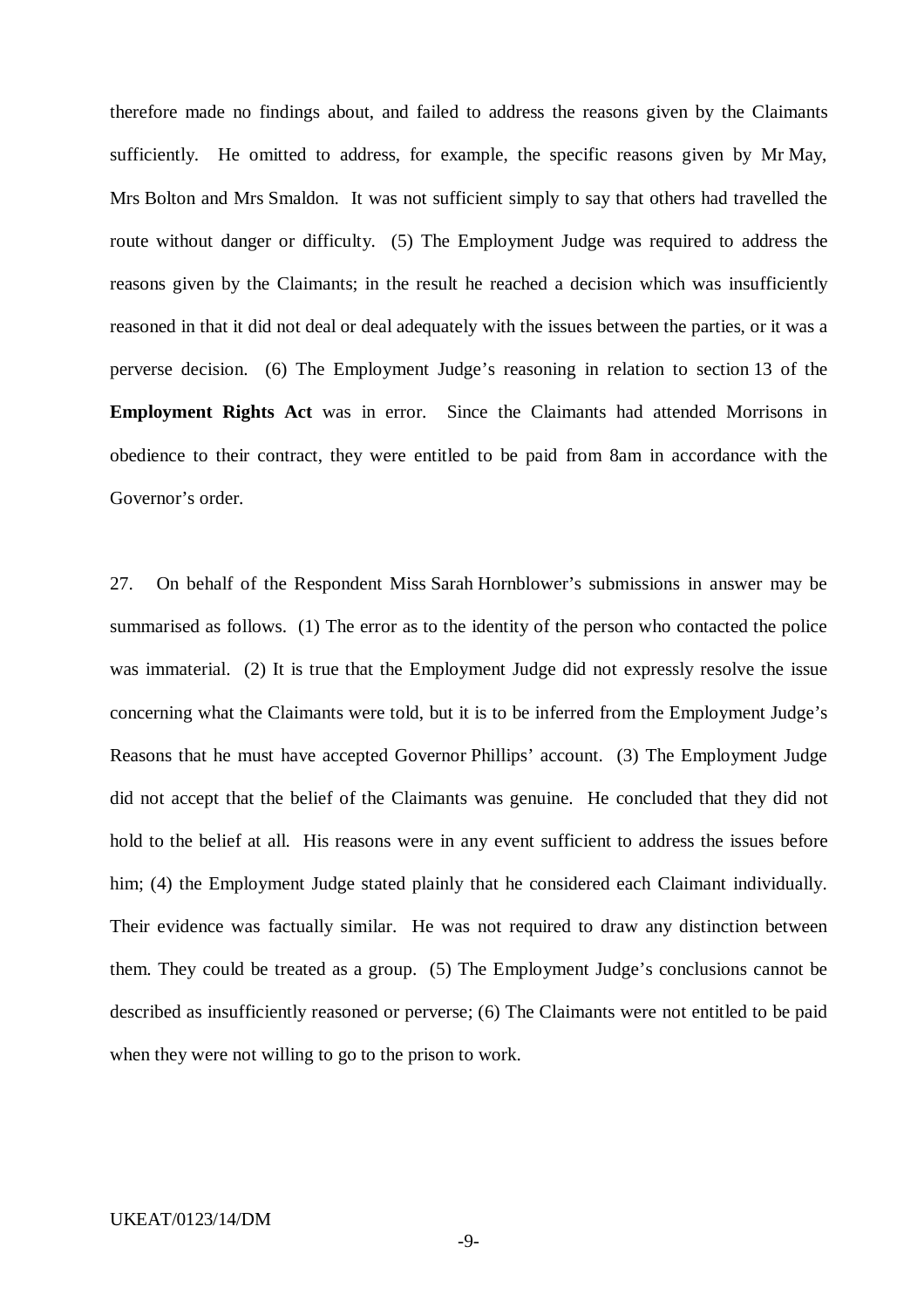therefore made no findings about, and failed to address the reasons given by the Claimants sufficiently. He omitted to address, for example, the specific reasons given by Mr May, Mrs Bolton and Mrs Smaldon. It was not sufficient simply to say that others had travelled the route without danger or difficulty. (5) The Employment Judge was required to address the reasons given by the Claimants; in the result he reached a decision which was insufficiently reasoned in that it did not deal or deal adequately with the issues between the parties, or it was a perverse decision. (6) The Employment Judge's reasoning in relation to section 13 of the **Employment Rights Act** was in error. Since the Claimants had attended Morrisons in obedience to their contract, they were entitled to be paid from 8am in accordance with the Governor's order.

27. On behalf of the Respondent Miss Sarah Hornblower's submissions in answer may be summarised as follows. (1) The error as to the identity of the person who contacted the police was immaterial. (2) It is true that the Employment Judge did not expressly resolve the issue concerning what the Claimants were told, but it is to be inferred from the Employment Judge's Reasons that he must have accepted Governor Phillips' account. (3) The Employment Judge did not accept that the belief of the Claimants was genuine. He concluded that they did not hold to the belief at all. His reasons were in any event sufficient to address the issues before him; (4) the Employment Judge stated plainly that he considered each Claimant individually. Their evidence was factually similar. He was not required to draw any distinction between them. They could be treated as a group. (5) The Employment Judge's conclusions cannot be described as insufficiently reasoned or perverse; (6) The Claimants were not entitled to be paid when they were not willing to go to the prison to work.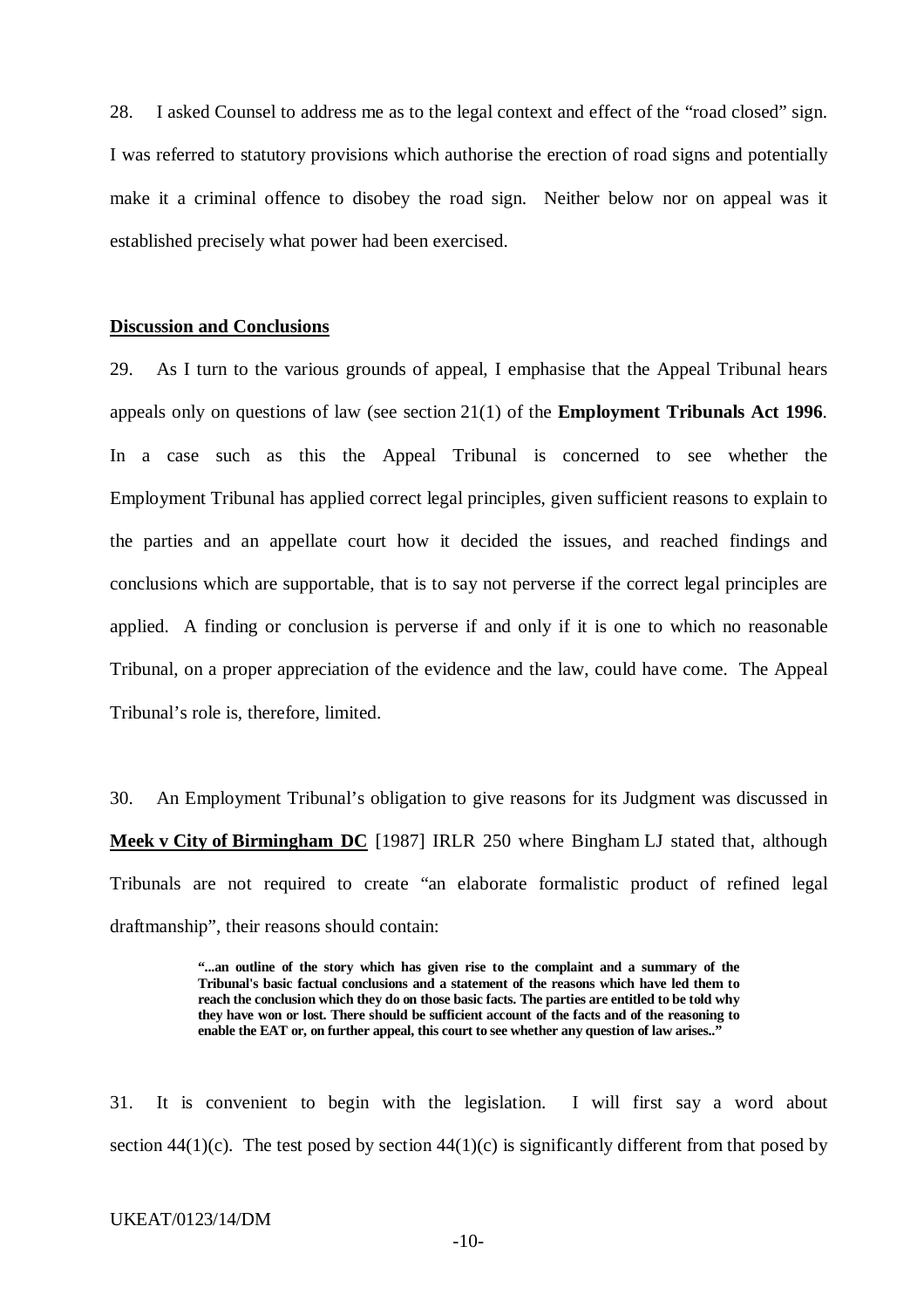28. I asked Counsel to address me as to the legal context and effect of the "road closed" sign. I was referred to statutory provisions which authorise the erection of road signs and potentially make it a criminal offence to disobey the road sign. Neither below nor on appeal was it established precisely what power had been exercised.

## Discussion and Conclusions

29. As I turn to the various grounds of appeal, I emphasise that the Appeal Tribunal hears appeals only on questions of law (see section 21(1) of the **Employment Tribunals Act 1996**. In a case such as this the Appeal Tribunal is concerned to see whether the Employment Tribunal has applied correct legal principles, given sufficient reasons to explain to the parties and an appellate court how it decided the issues, and reached findings and conclusions which are supportable, that is to say not perverse if the correct legal principles are applied. A finding or conclusion is perverse if and only if it is one to which no reasonable Tribunal, on a proper appreciation of the evidence and the law, could have come. The Appeal Tribunal's role is, therefore, limited.

30. An Employment Tribunal's obligation to give reasons for its Judgment was discussed in **Meek v City of Birmingham DC** [1987] IRLR 250 where Bingham LJ stated that, although Tribunals are not required to create "an elaborate formalistic product of refined legal draftmanship", their reasons should contain:

> **"...an outline of the story which has given rise to the complaint and a summary of the Tribunal's basic factual conclusions and a statement of the reasons which have led them to reach the conclusion which they do on those basic facts. The parties are entitled to be told why they have won or lost. There should be sufficient account of the facts and of the reasoning to enable the EAT or, on further appeal, this court to see whether any question of law arises.."**

31. It is convenient to begin with the legislation. I will first say a word about section 44(1)(c). The test posed by section 44(1)(c) is significantly different from that posed by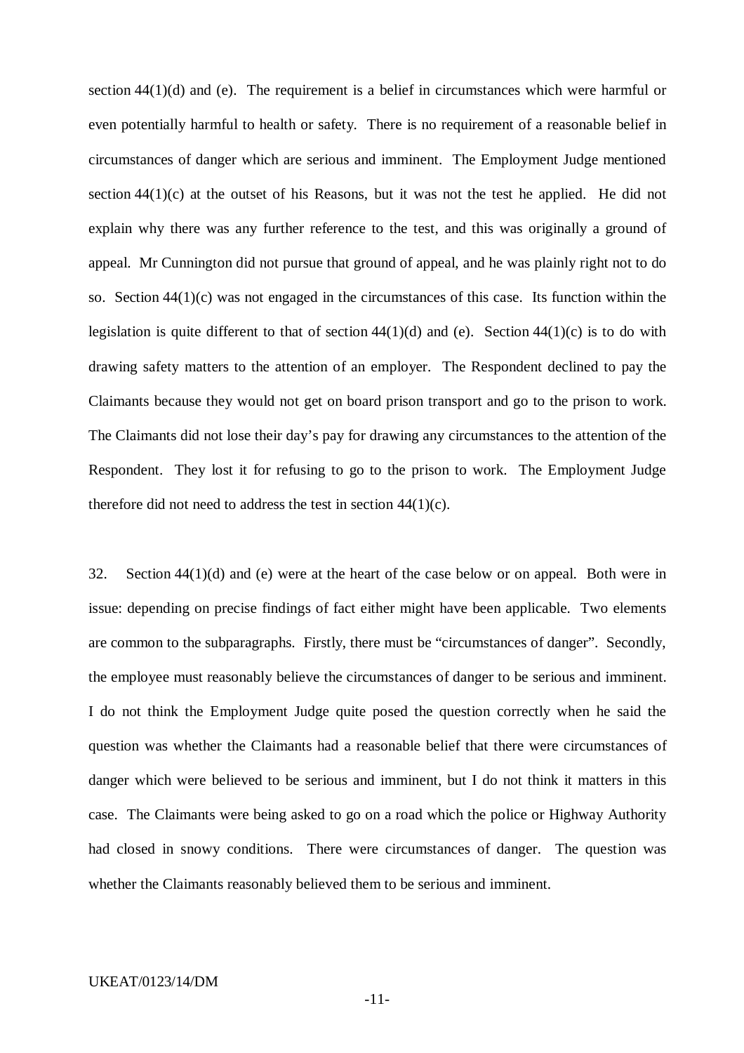section 44(1)(d) and (e). The requirement is a belief in circumstances which were harmful or even potentially harmful to health or safety. There is no requirement of a reasonable belief in circumstances of danger which are serious and imminent. The Employment Judge mentioned section 44(1)(c) at the outset of his Reasons, but it was not the test he applied. He did not explain why there was any further reference to the test, and this was originally a ground of appeal. Mr Cunnington did not pursue that ground of appeal, and he was plainly right not to do so. Section 44(1)(c) was not engaged in the circumstances of this case. Its function within the legislation is quite different to that of section 44(1)(d) and (e). Section 44(1)(c) is to do with drawing safety matters to the attention of an employer. The Respondent declined to pay the Claimants because they would not get on board prison transport and go to the prison to work. The Claimants did not lose their day's pay for drawing any circumstances to the attention of the Respondent. They lost it for refusing to go to the prison to work. The Employment Judge therefore did not need to address the test in section 44(1)(c).

32. Section 44(1)(d) and (e) were at the heart of the case below or on appeal. Both were in issue: depending on precise findings of fact either might have been applicable. Two elements are common to the subparagraphs. Firstly, there must be "circumstances of danger". Secondly, the employee must reasonably believe the circumstances of danger to be serious and imminent. I do not think the Employment Judge quite posed the question correctly when he said the question was whether the Claimants had a reasonable belief that there were circumstances of danger which were believed to be serious and imminent, but I do not think it matters in this case. The Claimants were being asked to go on a road which the police or Highway Authority had closed in snowy conditions. There were circumstances of danger. The question was whether the Claimants reasonably believed them to be serious and imminent.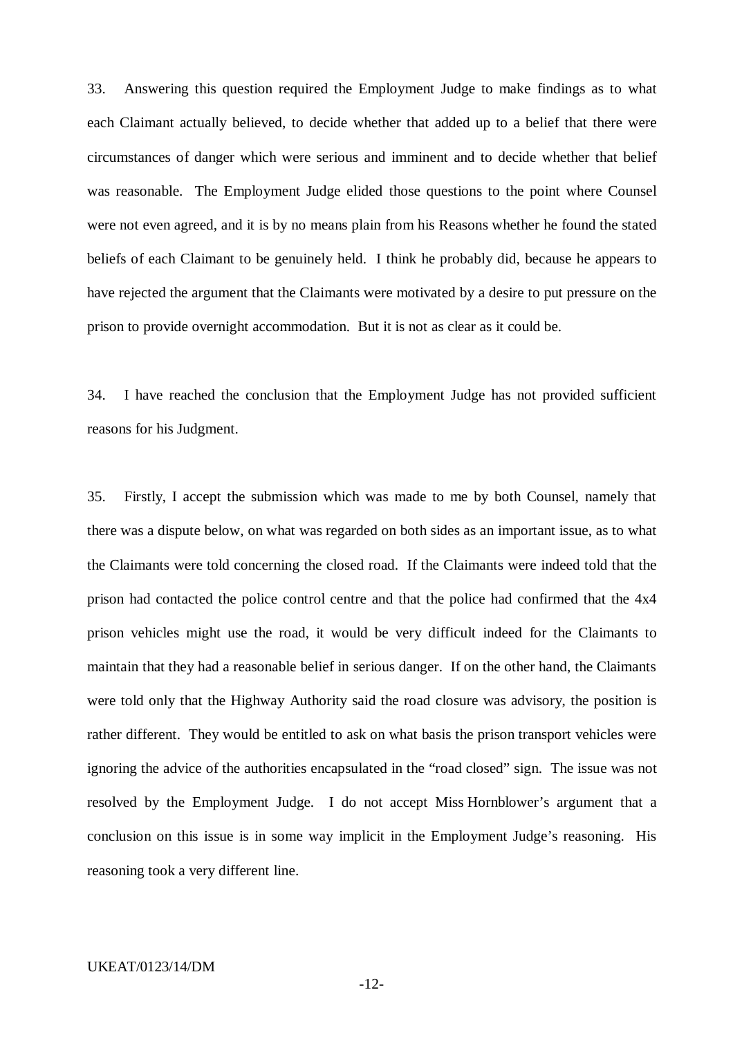33. Answering this question required the Employment Judge to make findings as to what each Claimant actually believed, to decide whether that added up to a belief that there were circumstances of danger which were serious and imminent and to decide whether that belief was reasonable. The Employment Judge elided those questions to the point where Counsel were not even agreed, and it is by no means plain from his Reasons whether he found the stated beliefs of each Claimant to be genuinely held. I think he probably did, because he appears to have rejected the argument that the Claimants were motivated by a desire to put pressure on the prison to provide overnight accommodation. But it is not as clear as it could be.

34. I have reached the conclusion that the Employment Judge has not provided sufficient reasons for his Judgment.

35. Firstly, I accept the submission which was made to me by both Counsel, namely that there was a dispute below, on what was regarded on both sides as an important issue, as to what the Claimants were told concerning the closed road. If the Claimants were indeed told that the prison had contacted the police control centre and that the police had confirmed that the 4x4 prison vehicles might use the road, it would be very difficult indeed for the Claimants to maintain that they had a reasonable belief in serious danger. If on the other hand, the Claimants were told only that the Highway Authority said the road closure was advisory, the position is rather different. They would be entitled to ask on what basis the prison transport vehicles were ignoring the advice of the authorities encapsulated in the "road closed" sign. The issue was not resolved by the Employment Judge. I do not accept Miss Hornblower's argument that a conclusion on this issue is in some way implicit in the Employment Judge's reasoning. His reasoning took a very different line.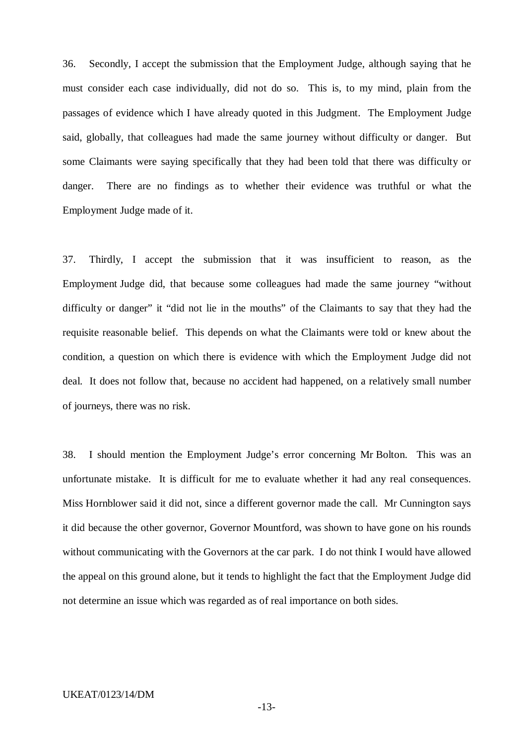36. Secondly, I accept the submission that the Employment Judge, although saying that he must consider each case individually, did not do so. This is, to my mind, plain from the passages of evidence which I have already quoted in this Judgment. The Employment Judge said, globally, that colleagues had made the same journey without difficulty or danger. But some Claimants were saying specifically that they had been told that there was difficulty or danger. There are no findings as to whether their evidence was truthful or what the Employment Judge made of it.

37. Thirdly, I accept the submission that it was insufficient to reason, as the Employment Judge did, that because some colleagues had made the same journey "without difficulty or danger" it "did not lie in the mouths" of the Claimants to say that they had the requisite reasonable belief. This depends on what the Claimants were told or knew about the condition, a question on which there is evidence with which the Employment Judge did not deal. It does not follow that, because no accident had happened, on a relatively small number of journeys, there was no risk.

38. I should mention the Employment Judge's error concerning Mr Bolton. This was an unfortunate mistake. It is difficult for me to evaluate whether it had any real consequences. Miss Hornblower said it did not, since a different governor made the call. Mr Cunnington says it did because the other governor, Governor Mountford, was shown to have gone on his rounds without communicating with the Governors at the car park. I do not think I would have allowed the appeal on this ground alone, but it tends to highlight the fact that the Employment Judge did not determine an issue which was regarded as of real importance on both sides.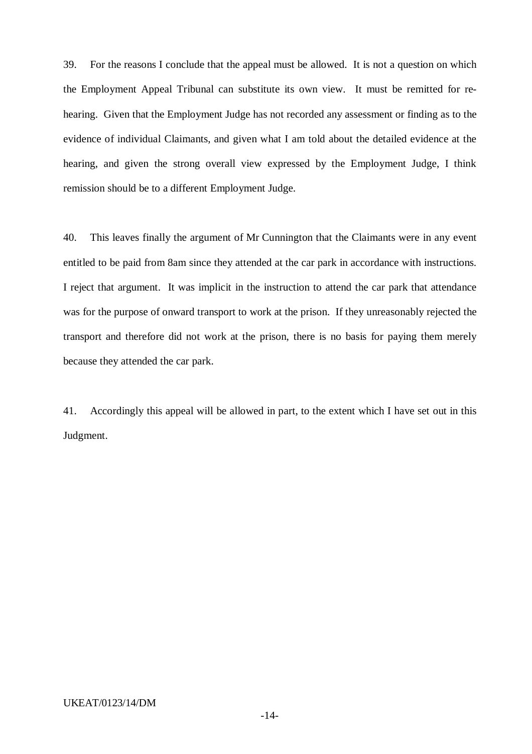39. For the reasons I conclude that the appeal must be allowed. It is not a question on which the Employment Appeal Tribunal can substitute its own view. It must be remitted for re-hearing. Given that the Employment Judge has not recorded any assessment or finding as to the evidence of individual Claimants, and given what I am told about the detailed evidence at the hearing, and given the strong overall view expressed by the Employment Judge, I think remission should be to a different Employment Judge.

40. This leaves finally the argument of Mr Cunnington that the Claimants were in any event entitled to be paid from 8am since they attended at the car park in accordance with instructions. I reject that argument. It was implicit in the instruction to attend the car park that attendance was for the purpose of onward transport to work at the prison. If they unreasonably rejected the transport and therefore did not work at the prison, there is no basis for paying them merely because they attended the car park.

41. Accordingly this appeal will be allowed in part, to the extent which I have set out in this Judgment.